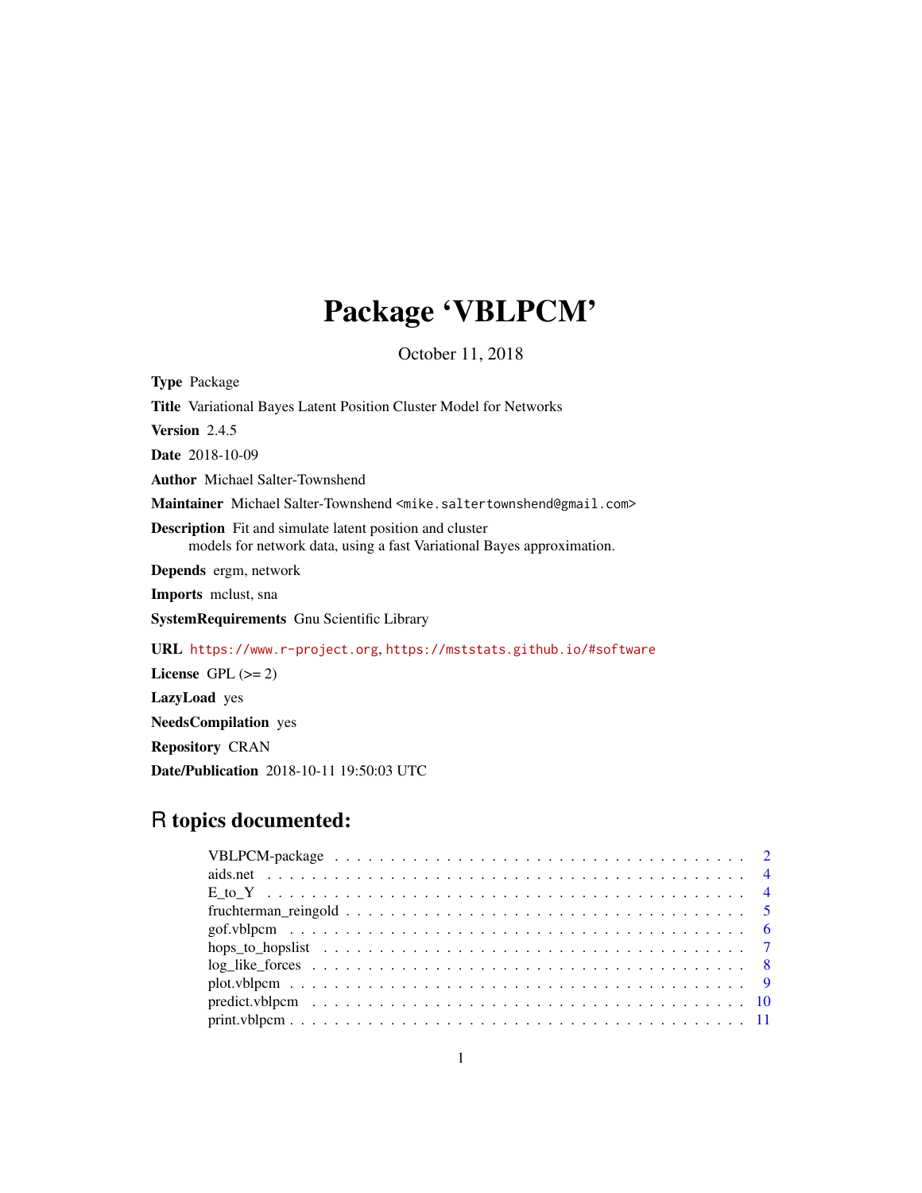# Package 'VBLPCM'

October 11, 2018

**Type** Package

**Title** Variational Bayes Latent Position Cluster Model for Networks

**Version** 2.4.5

**Date** 2018-10-09

**Author** Michael Salter-Townshend

**Maintainer** Michael Salter-Townshend <mike.saltertownshend@gmail.com>

**Description** Fit and simulate latent position and cluster models for network data, using a fast Variational Bayes approximation.

**Depends** ergm, network

**Imports** mclust, sna

**SystemRequirements** Gnu Scientific Library

**URL** https://www.r-project.org, https://mststats.github.io/#software

**License** GPL (>= 2)

**LazyLoad** yes

**NeedsCompilation** yes

**Repository** CRAN

**Date/Publication** 2018-10-11 19:50:03 UTC

## R topics documented:

| | |
|---|---|
| VBLPCM-package | 2 |
| aids.net | 4 |
| E_to_Y | 4 |
| fruchterman_reingold | 5 |
| gof.vblpcm | 6 |
| hops_to_hopslist | 7 |
| log_like_forces | 8 |
| plot.vblpcm | 9 |
| predict.vblpcm | 10 |
| print.vblpcm | 11 |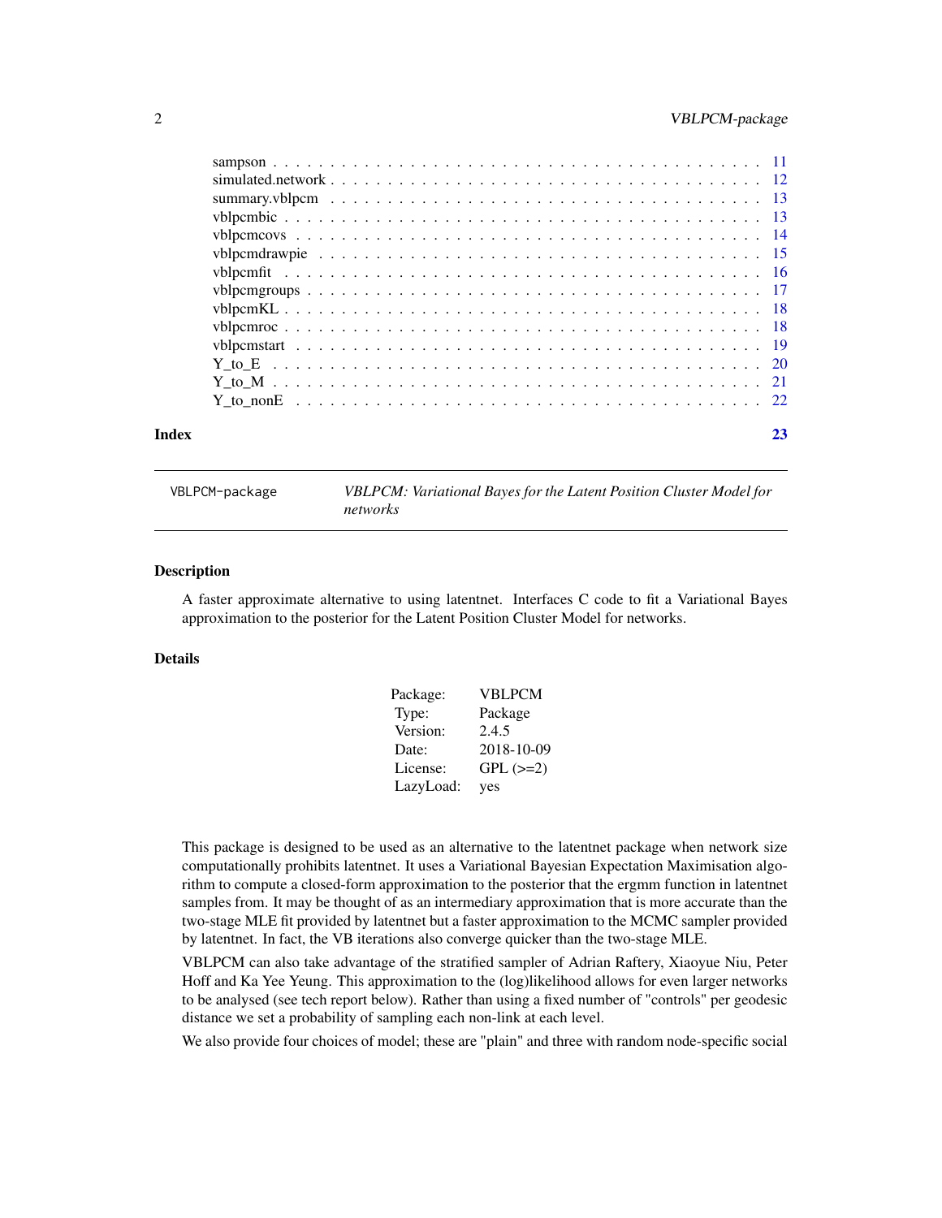| | |
|---|---|
| sampson | 11 |
| simulated.network | 12 |
| summary.vblpcm | 13 |
| vblpcmbic | 13 |
| vblpcmcovs | 14 |
| vblpcmdrawpie | 15 |
| vblpcmfit | 16 |
| vblpcmgroups | 17 |
| vblpcmKL | 18 |
| vblpcmroc | 18 |
| vblpcmstart | 19 |
| Y_to_E | 20 |
| Y_to_M | 21 |
| Y_to_nonE | 22 |

**Index** 23

---

`VBLPCM-package` *VBLPCM: Variational Bayes for the Latent Position Cluster Model for networks*

---

## Description

A faster approximate alternative to using latentnet. Interfaces C code to fit a Variational Bayes approximation to the posterior for the Latent Position Cluster Model for networks.

## Details

| | |
|---|---|
| Package: | VBLPCM |
| Type: | Package |
| Version: | 2.4.5 |
| Date: | 2018-10-09 |
| License: | GPL (>=2) |
| LazyLoad: | yes |

This package is designed to be used as an alternative to the latentnet package when network size computationally prohibits latentnet. It uses a Variational Bayesian Expectation Maximisation algorithm to compute a closed-form approximation to the posterior that the ergmm function in latentnet samples from. It may be thought of as an intermediary approximation that is more accurate than the two-stage MLE fit provided by latentnet but a faster approximation to the MCMC sampler provided by latentnet. In fact, the VB iterations also converge quicker than the two-stage MLE.

VBLPCM can also take advantage of the stratified sampler of Adrian Raftery, Xiaoyue Niu, Peter Hoff and Ka Yee Yeung. This approximation to the (log)likelihood allows for even larger networks to be analysed (see tech report below). Rather than using a fixed number of "controls" per geodesic distance we set a probability of sampling each non-link at each level.

We also provide four choices of model; these are "plain" and three with random node-specific social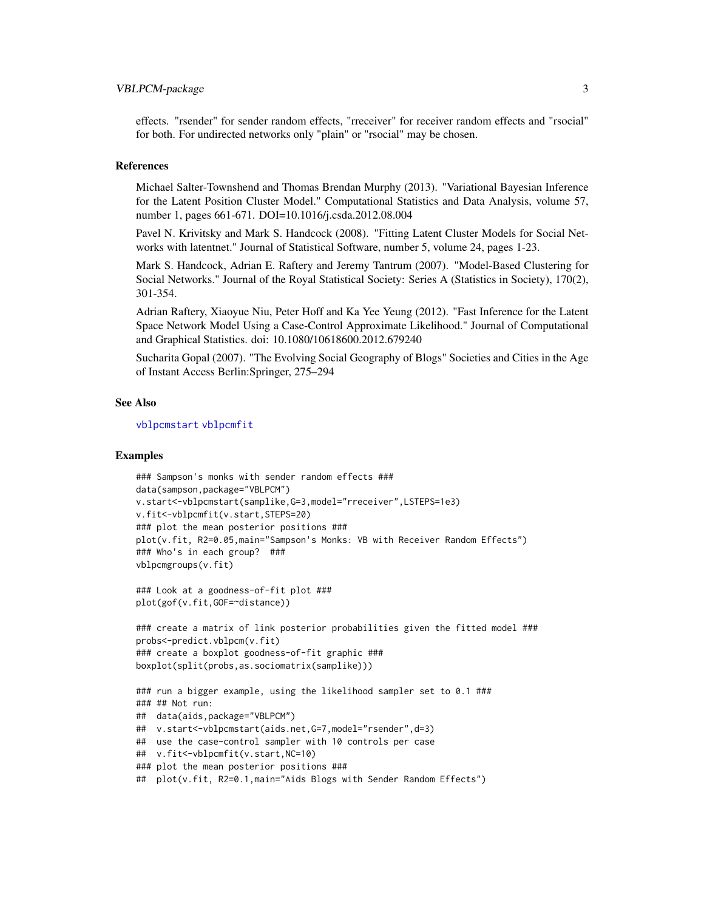effects. "rsender" for sender random effects, "rreceiver" for receiver random effects and "rsocial" for both. For undirected networks only "plain" or "rsocial" may be chosen.

## References

Michael Salter-Townshend and Thomas Brendan Murphy (2013). "Variational Bayesian Inference for the Latent Position Cluster Model." Computational Statistics and Data Analysis, volume 57, number 1, pages 661-671. DOI=10.1016/j.csda.2012.08.004

Pavel N. Krivitsky and Mark S. Handcock (2008). "Fitting Latent Cluster Models for Social Networks with latentnet." Journal of Statistical Software, number 5, volume 24, pages 1-23.

Mark S. Handcock, Adrian E. Raftery and Jeremy Tantrum (2007). "Model-Based Clustering for Social Networks." Journal of the Royal Statistical Society: Series A (Statistics in Society), 170(2), 301-354.

Adrian Raftery, Xiaoyue Niu, Peter Hoff and Ka Yee Yeung (2012). "Fast Inference for the Latent Space Network Model Using a Case-Control Approximate Likelihood." Journal of Computational and Graphical Statistics. doi: 10.1080/10618600.2012.679240

Sucharita Gopal (2007). "The Evolving Social Geography of Blogs" Societies and Cities in the Age of Instant Access Berlin:Springer, 275–294

## See Also

vblpcmstart vblpcmfit

## Examples

```
### Sampson's monks with sender random effects ###
data(sampson,package="VBLPCM")
v.start<-vblpcmstart(samplike,G=3,model="rreceiver",LSTEPS=1e3)
v.fit<-vblpcmfit(v.start,STEPS=20)
### plot the mean posterior positions ###
plot(v.fit, R2=0.05,main="Sampson's Monks: VB with Receiver Random Effects")
### Who's in each group?  ###
vblpcmgroups(v.fit)

### Look at a goodness-of-fit plot ###
plot(gof(v.fit,GOF=~distance))

### create a matrix of link posterior probabilities given the fitted model ###
probs<-predict.vblpcm(v.fit)
### create a boxplot goodness-of-fit graphic ###
boxplot(split(probs,as.sociomatrix(samplike)))

### run a bigger example, using the likelihood sampler set to 0.1 ###
### ## Not run:
##  data(aids,package="VBLPCM")
##  v.start<-vblpcmstart(aids.net,G=7,model="rsender",d=3)
##  use the case-control sampler with 10 controls per case
##  v.fit<-vblpcmfit(v.start,NC=10)
### plot the mean posterior positions ###
##  plot(v.fit, R2=0.1,main="Aids Blogs with Sender Random Effects")
```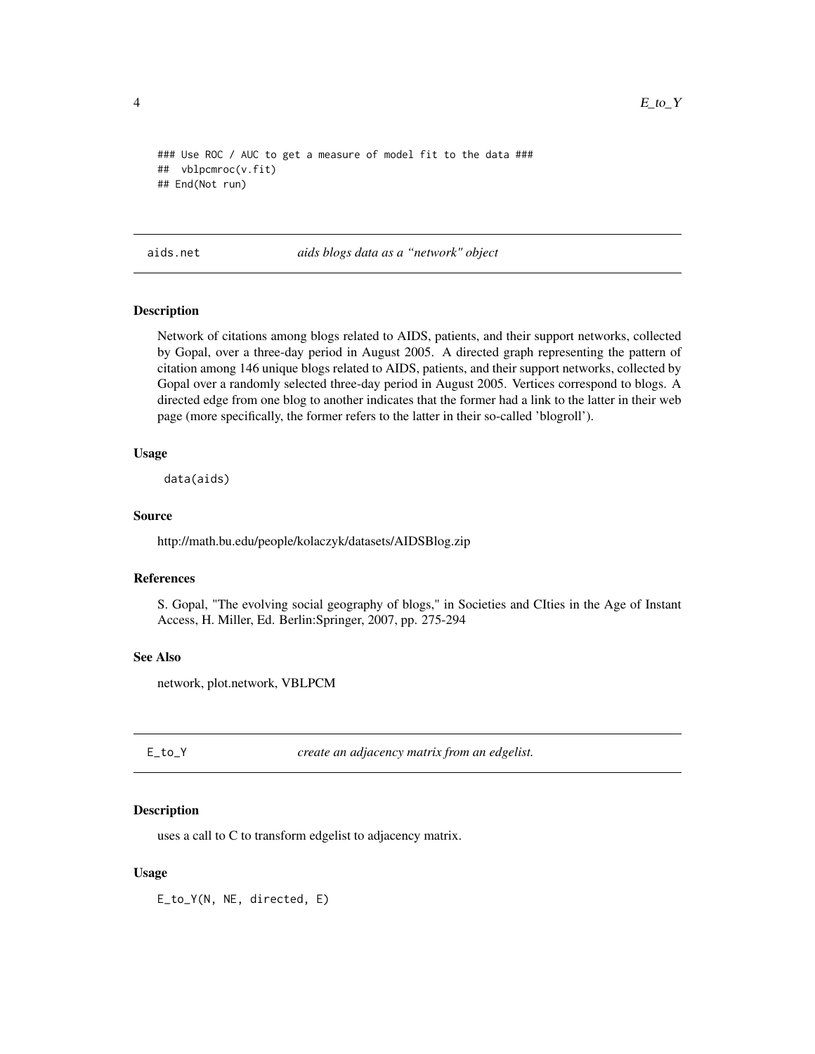```
### Use ROC / AUC to get a measure of model fit to the data ###
##  vblpcmroc(v.fit)
## End(Not run)
```

---

aids.net — *aids blogs data as a "network" object*

---

### Description

Network of citations among blogs related to AIDS, patients, and their support networks, collected by Gopal, over a three-day period in August 2005. A directed graph representing the pattern of citation among 146 unique blogs related to AIDS, patients, and their support networks, collected by Gopal over a randomly selected three-day period in August 2005. Vertices correspond to blogs. A directed edge from one blog to another indicates that the former had a link to the latter in their web page (more specifically, the former refers to the latter in their so-called 'blogroll').

### Usage

```
data(aids)
```

### Source

http://math.bu.edu/people/kolaczyk/datasets/AIDSBlog.zip

### References

S. Gopal, "The evolving social geography of blogs," in Societies and CIties in the Age of Instant Access, H. Miller, Ed. Berlin:Springer, 2007, pp. 275-294

### See Also

network, plot.network, VBLPCM

---

E_to_Y — *create an adjacency matrix from an edgelist.*

---

### Description

uses a call to C to transform edgelist to adjacency matrix.

### Usage

```
E_to_Y(N, NE, directed, E)
```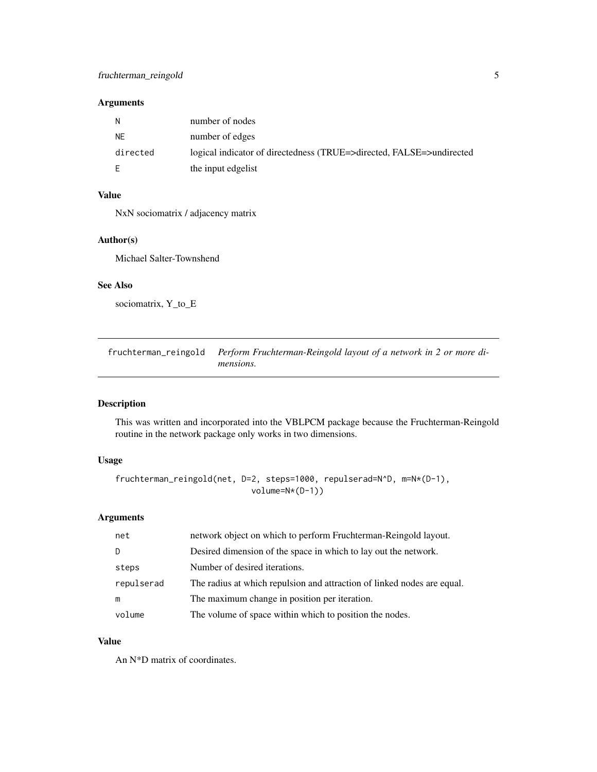### Arguments

| | |
|---|---|
| N | number of nodes |
| NE | number of edges |
| directed | logical indicator of directedness (TRUE=>directed, FALSE=>undirected |
| E | the input edgelist |

### Value

NxN sociomatrix / adjacency matrix

### Author(s)

Michael Salter-Townshend

### See Also

sociomatrix, Y_to_E

---

## fruchterman_reingold — *Perform Fruchterman-Reingold layout of a network in 2 or more dimensions.*

### Description

This was written and incorporated into the VBLPCM package because the Fruchterman-Reingold routine in the network package only works in two dimensions.

### Usage

```
fruchterman_reingold(net, D=2, steps=1000, repulserad=N^D, m=N*(D-1),
                         volume=N*(D-1))
```

### Arguments

| | |
|---|---|
| net | network object on which to perform Fruchterman-Reingold layout. |
| D | Desired dimension of the space in which to lay out the network. |
| steps | Number of desired iterations. |
| repulserad | The radius at which repulsion and attraction of linked nodes are equal. |
| m | The maximum change in position per iteration. |
| volume | The volume of space within which to position the nodes. |

### Value

An N*D matrix of coordinates.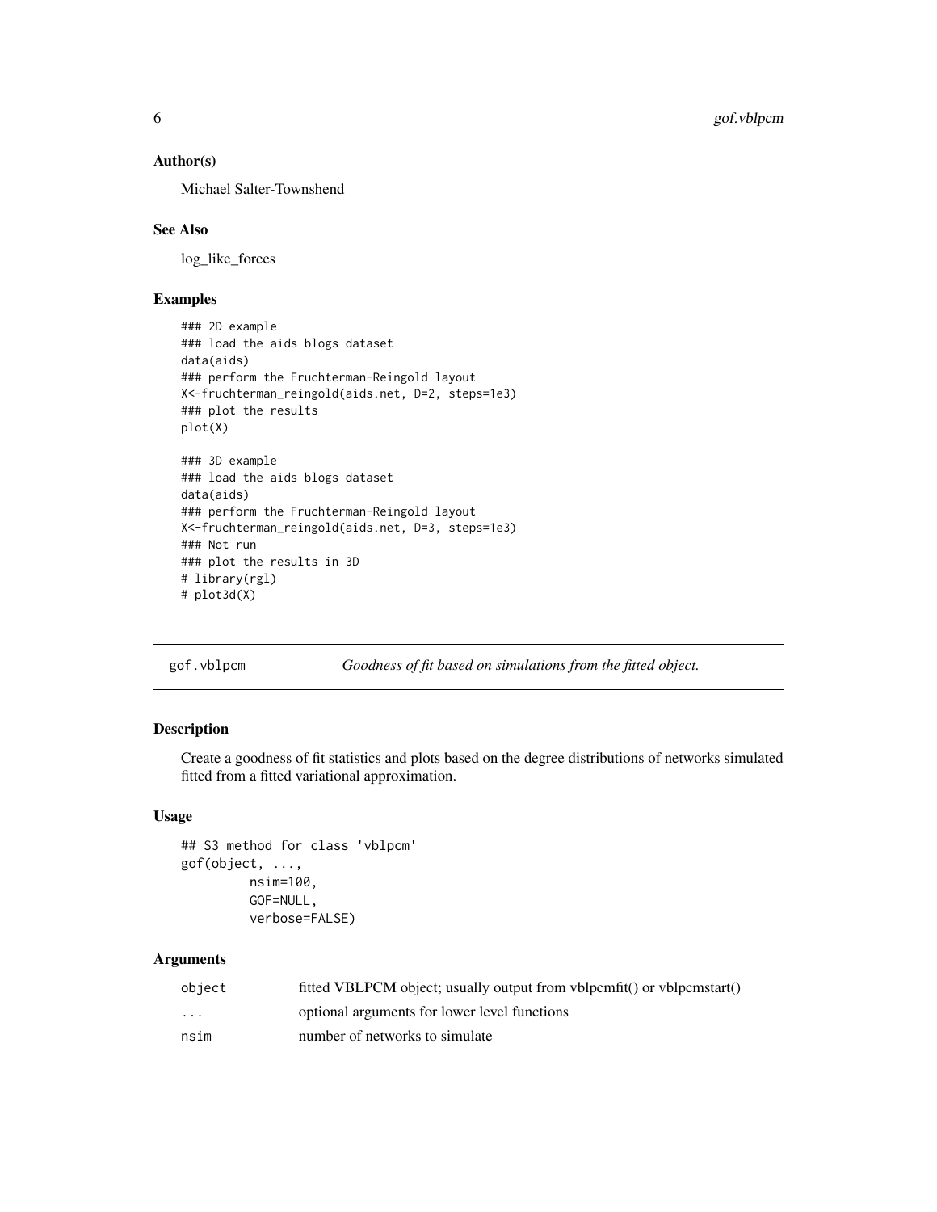### Author(s)

Michael Salter-Townshend

### See Also

log_like_forces

### Examples

```
### 2D example
### load the aids blogs dataset
data(aids)
### perform the Fruchterman-Reingold layout
X<-fruchterman_reingold(aids.net, D=2, steps=1e3)
### plot the results
plot(X)

### 3D example
### load the aids blogs dataset
data(aids)
### perform the Fruchterman-Reingold layout
X<-fruchterman_reingold(aids.net, D=3, steps=1e3)
### Not run
### plot the results in 3D
# library(rgl)
# plot3d(X)
```

---

## gof.vblpcm — *Goodness of fit based on simulations from the fitted object.*

---

### Description

Create a goodness of fit statistics and plots based on the degree distributions of networks simulated fitted from a fitted variational approximation.

### Usage

```
## S3 method for class 'vblpcm'
gof(object, ...,
         nsim=100,
         GOF=NULL,
         verbose=FALSE)
```

### Arguments

| | |
|---|---|
| object | fitted VBLPCM object; usually output from vblpcmfit() or vblpcmstart() |
| ... | optional arguments for lower level functions |
| nsim | number of networks to simulate |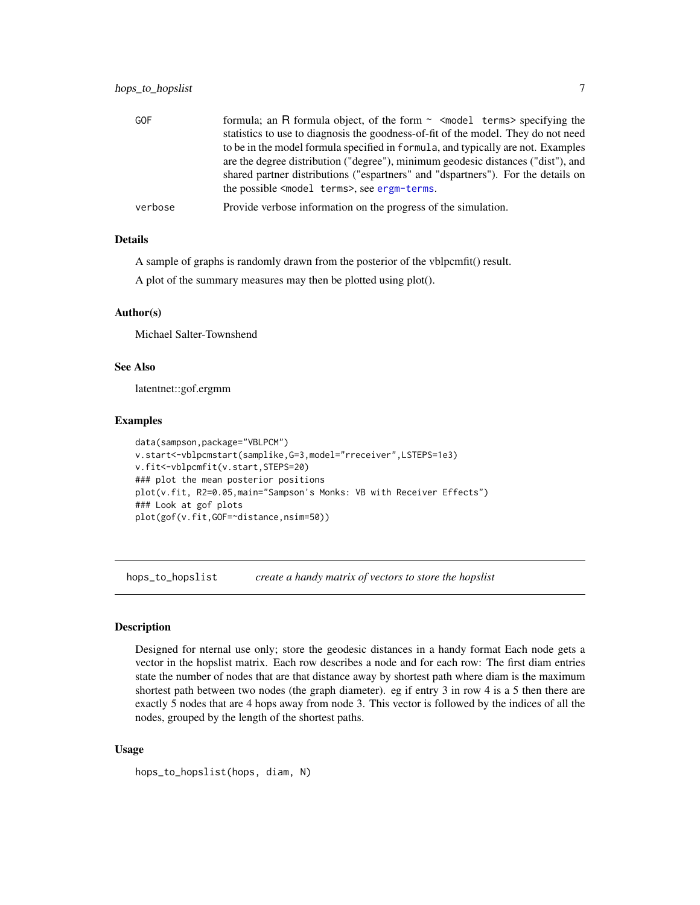| | |
|---|---|
| GOF | formula; an R formula object, of the form ~ <model terms> specifying the statistics to use to diagnosis the goodness-of-fit of the model. They do not need to be in the model formula specified in formula, and typically are not. Examples are the degree distribution ("degree"), minimum geodesic distances ("dist"), and shared partner distributions ("espartners" and "dspartners"). For the details on the possible <model terms>, see ergm-terms. |
| verbose | Provide verbose information on the progress of the simulation. |

### Details

A sample of graphs is randomly drawn from the posterior of the vblpcmfit() result.

A plot of the summary measures may then be plotted using plot().

### Author(s)

Michael Salter-Townshend

### See Also

latentnet::gof.ergmm

### Examples

```
data(sampson,package="VBLPCM")
v.start<-vblpcmstart(samplike,G=3,model="rreceiver",LSTEPS=1e3)
v.fit<-vblpcmfit(v.start,STEPS=20)
### plot the mean posterior positions
plot(v.fit, R2=0.05,main="Sampson's Monks: VB with Receiver Effects")
### Look at gof plots
plot(gof(v.fit,GOF=~distance,nsim=50))
```

---

## hops_to_hopslist — *create a handy matrix of vectors to store the hopslist*

### Description

Designed for nternal use only; store the geodesic distances in a handy format Each node gets a vector in the hopslist matrix. Each row describes a node and for each row: The first diam entries state the number of nodes that are that distance away by shortest path where diam is the maximum shortest path between two nodes (the graph diameter). eg if entry 3 in row 4 is a 5 then there are exactly 5 nodes that are 4 hops away from node 3. This vector is followed by the indices of all the nodes, grouped by the length of the shortest paths.

### Usage

```
hops_to_hopslist(hops, diam, N)
```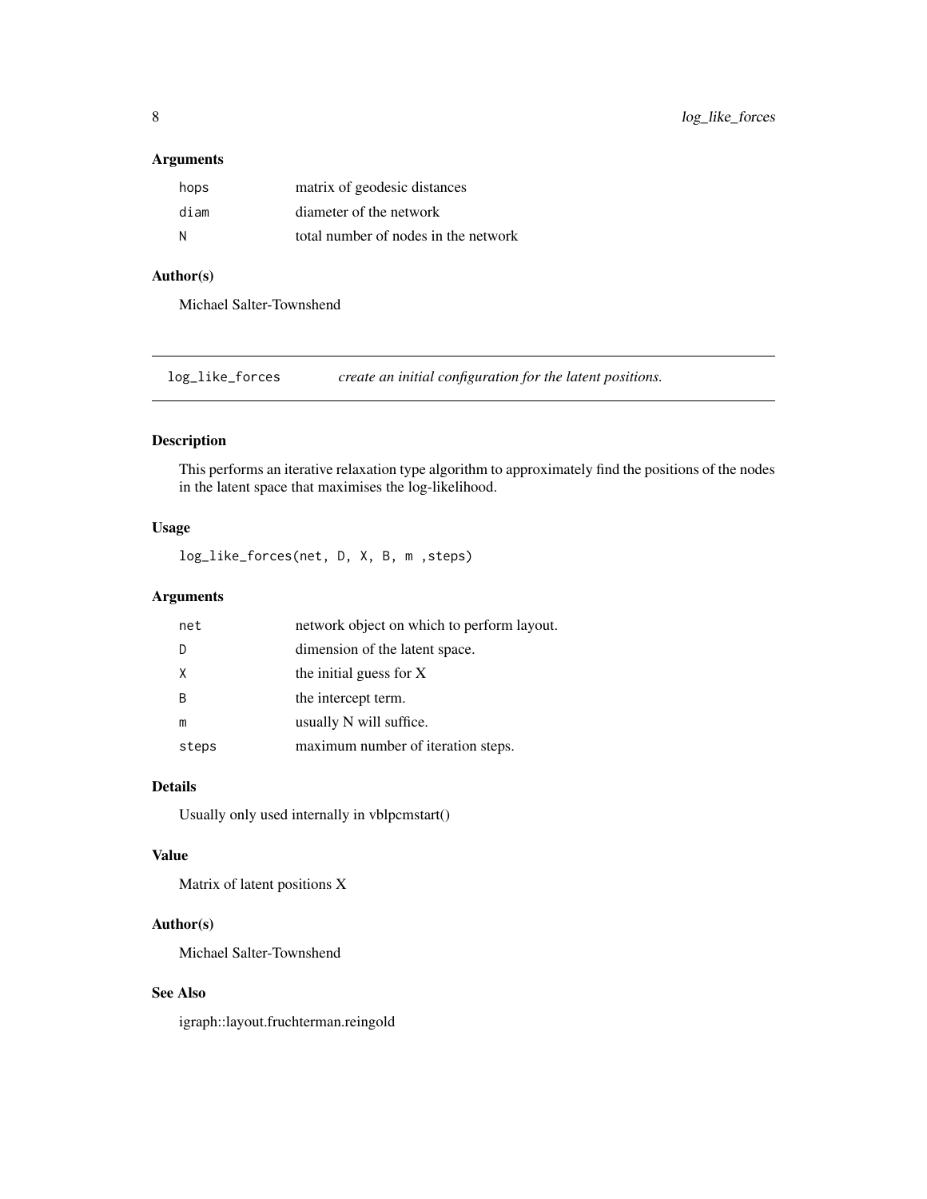### Arguments

| | |
|---|---|
| hops | matrix of geodesic distances |
| diam | diameter of the network |
| N | total number of nodes in the network |

### Author(s)

Michael Salter-Townshend

---

## log_like_forces &nbsp;&nbsp;&nbsp; *create an initial configuration for the latent positions.*

---

### Description

This performs an iterative relaxation type algorithm to approximately find the positions of the nodes in the latent space that maximises the log-likelihood.

### Usage

```
log_like_forces(net, D, X, B, m ,steps)
```

### Arguments

| | |
|---|---|
| net | network object on which to perform layout. |
| D | dimension of the latent space. |
| X | the initial guess for X |
| B | the intercept term. |
| m | usually N will suffice. |
| steps | maximum number of iteration steps. |

### Details

Usually only used internally in vblpcmstart()

### Value

Matrix of latent positions X

### Author(s)

Michael Salter-Townshend

### See Also

igraph::layout.fruchterman.reingold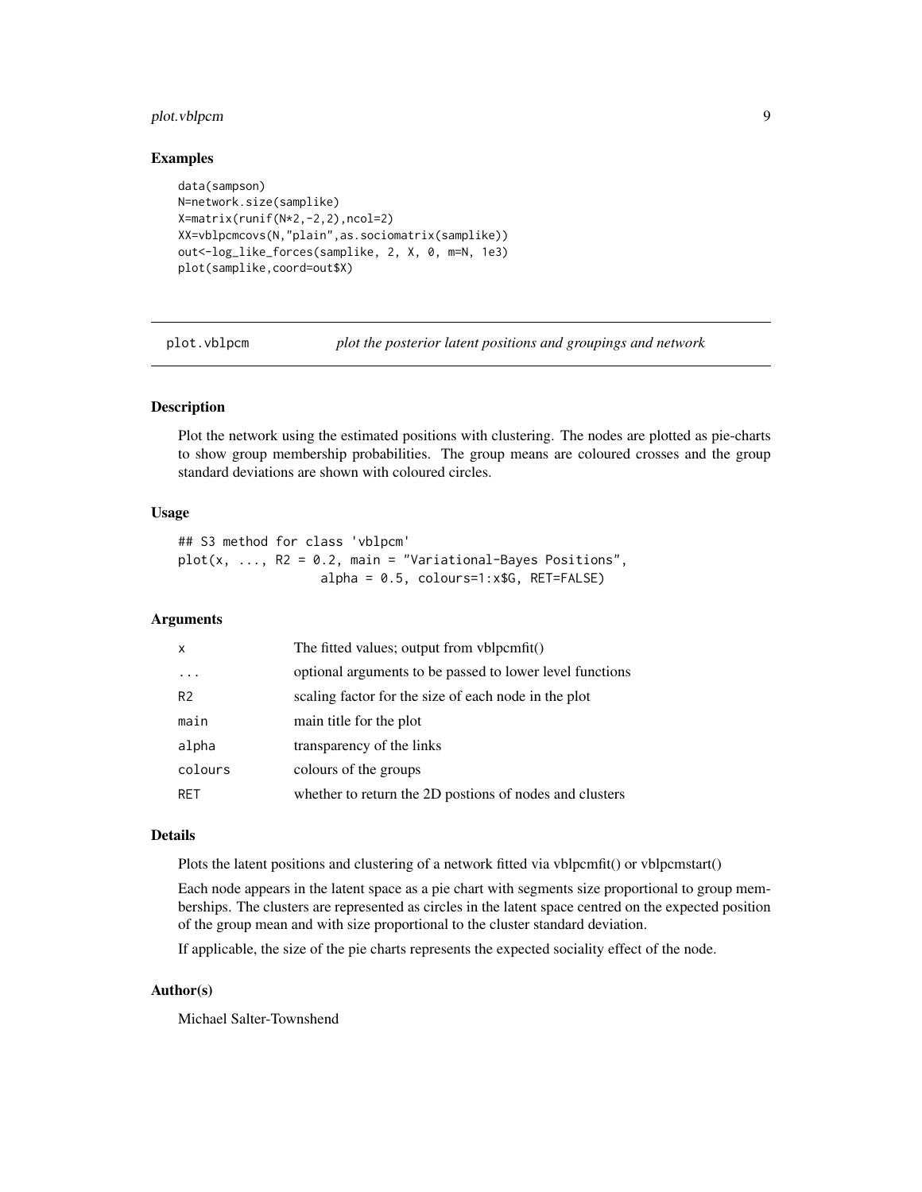### Examples

```
data(sampson)
N=network.size(samplike)
X=matrix(runif(N*2,-2,2),ncol=2)
XX=vblpcmcovs(N,"plain",as.sociomatrix(samplike))
out<-log_like_forces(samplike, 2, X, 0, m=N, 1e3)
plot(samplike,coord=out$X)
```

## plot.vblpcm — *plot the posterior latent positions and groupings and network*

### Description

Plot the network using the estimated positions with clustering. The nodes are plotted as pie-charts to show group membership probabilities. The group means are coloured crosses and the group standard deviations are shown with coloured circles.

### Usage

```
## S3 method for class 'vblpcm'
plot(x, ..., R2 = 0.2, main = "Variational-Bayes Positions",
                  alpha = 0.5, colours=1:x$G, RET=FALSE)
```

### Arguments

| | |
|---|---|
| `x` | The fitted values; output from vblpcmfit() |
| `...` | optional arguments to be passed to lower level functions |
| `R2` | scaling factor for the size of each node in the plot |
| `main` | main title for the plot |
| `alpha` | transparency of the links |
| `colours` | colours of the groups |
| `RET` | whether to return the 2D postions of nodes and clusters |

### Details

Plots the latent positions and clustering of a network fitted via vblpcmfit() or vblpcmstart()

Each node appears in the latent space as a pie chart with segments size proportional to group memberships. The clusters are represented as circles in the latent space centred on the expected position of the group mean and with size proportional to the cluster standard deviation.

If applicable, the size of the pie charts represents the expected sociality effect of the node.

### Author(s)

Michael Salter-Townshend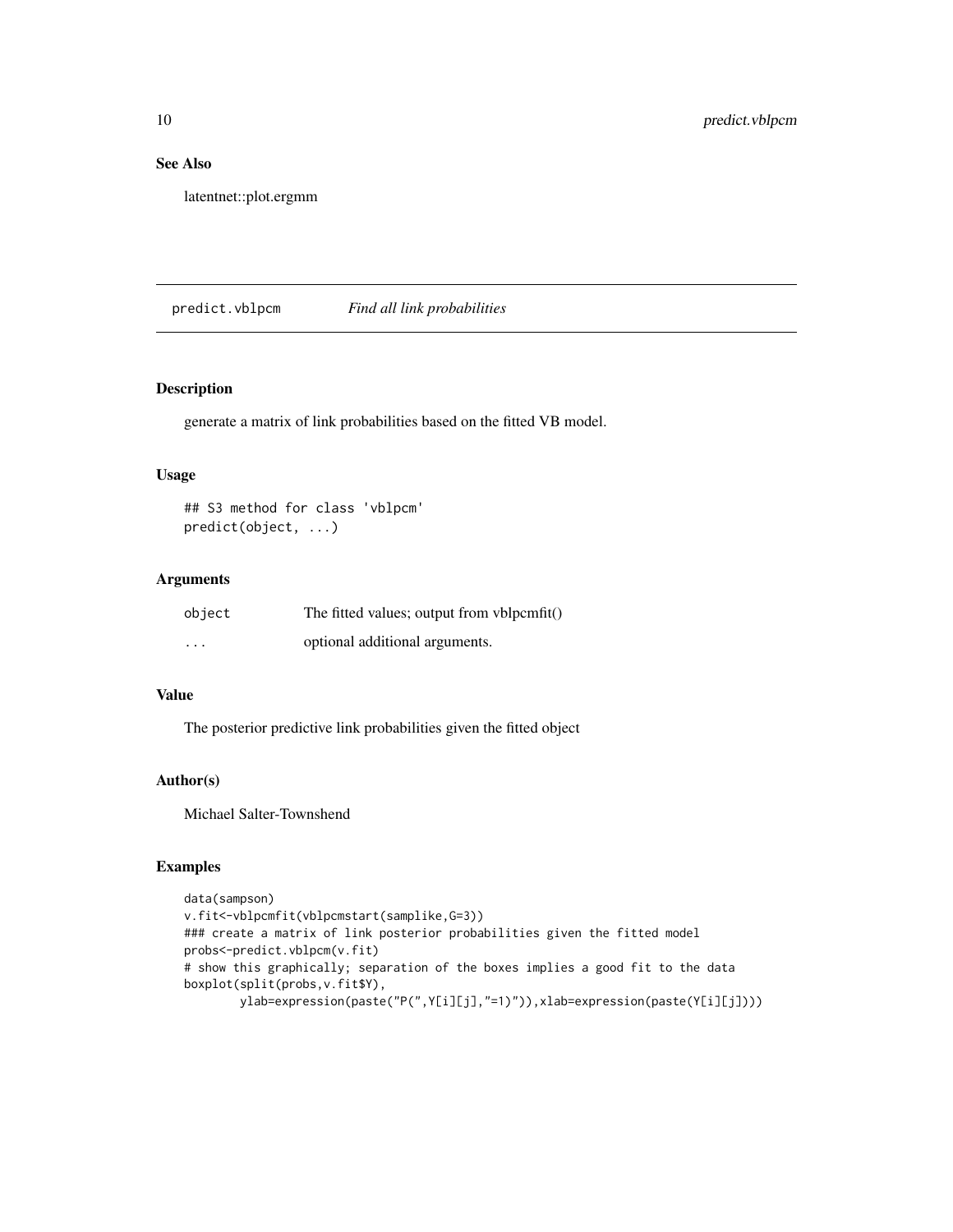## See Also

latentnet::plot.ergmm

---

## predict.vblpcm *Find all link probabilities*

### Description

generate a matrix of link probabilities based on the fitted VB model.

### Usage

```
## S3 method for class 'vblpcm'
predict(object, ...)
```

### Arguments

| | |
|---|---|
| `object` | The fitted values; output from vblpcmfit() |
| `...` | optional additional arguments. |

### Value

The posterior predictive link probabilities given the fitted object

### Author(s)

Michael Salter-Townshend

### Examples

```
data(sampson)
v.fit<-vblpcmfit(vblpcmstart(samplike,G=3))
### create a matrix of link posterior probabilities given the fitted model
probs<-predict.vblpcm(v.fit)
# show this graphically; separation of the boxes implies a good fit to the data
boxplot(split(probs,v.fit$Y),
        ylab=expression(paste("P(",Y[i][j],"=1)")),xlab=expression(paste(Y[i][j])))
```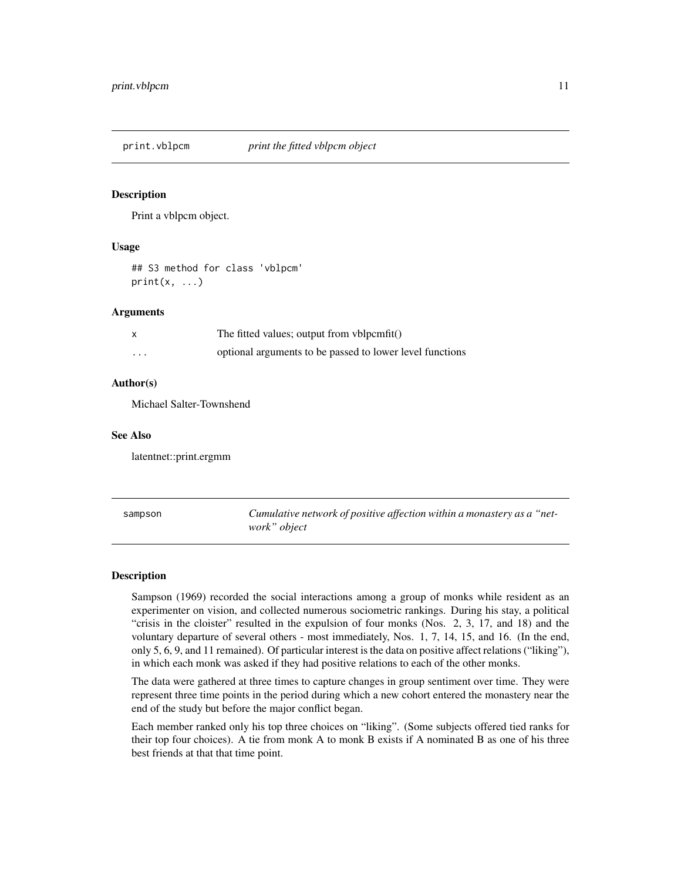## print.vblpcm *print the fitted vblpcm object*

### Description

Print a vblpcm object.

### Usage

```
## S3 method for class 'vblpcm'
print(x, ...)
```

### Arguments

| | |
|---|---|
| x | The fitted values; output from vblpcmfit() |
| ... | optional arguments to be passed to lower level functions |

### Author(s)

Michael Salter-Townshend

### See Also

latentnet::print.ergmm

## sampson *Cumulative network of positive affection within a monastery as a "network" object*

### Description

Sampson (1969) recorded the social interactions among a group of monks while resident as an experimenter on vision, and collected numerous sociometric rankings. During his stay, a political "crisis in the cloister" resulted in the expulsion of four monks (Nos. 2, 3, 17, and 18) and the voluntary departure of several others - most immediately, Nos. 1, 7, 14, 15, and 16. (In the end, only 5, 6, 9, and 11 remained). Of particular interest is the data on positive affect relations ("liking"), in which each monk was asked if they had positive relations to each of the other monks.

The data were gathered at three times to capture changes in group sentiment over time. They were represent three time points in the period during which a new cohort entered the monastery near the end of the study but before the major conflict began.

Each member ranked only his top three choices on "liking". (Some subjects offered tied ranks for their top four choices). A tie from monk A to monk B exists if A nominated B as one of his three best friends at that that time point.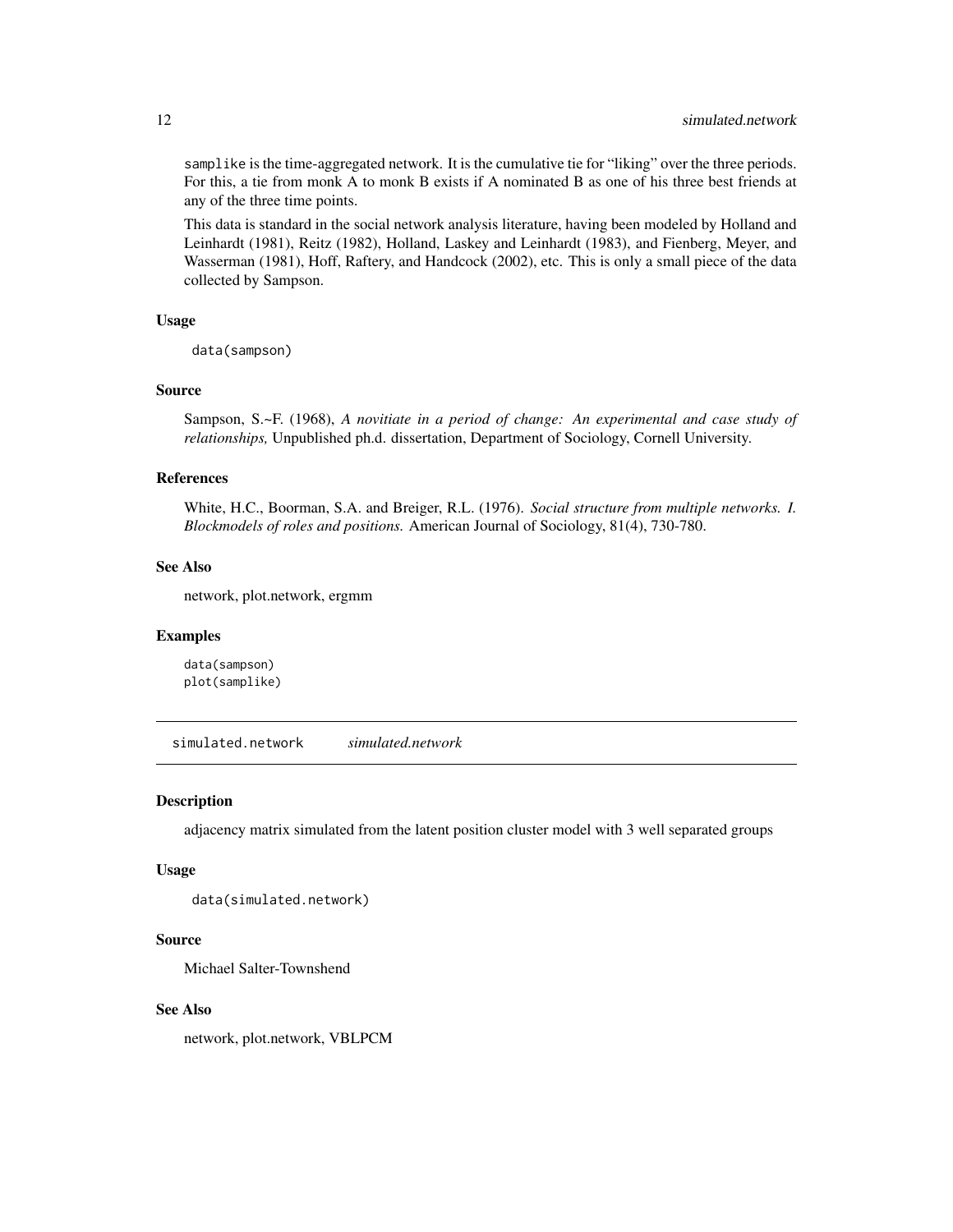samplike is the time-aggregated network. It is the cumulative tie for "liking" over the three periods. For this, a tie from monk A to monk B exists if A nominated B as one of his three best friends at any of the three time points.

This data is standard in the social network analysis literature, having been modeled by Holland and Leinhardt (1981), Reitz (1982), Holland, Laskey and Leinhardt (1983), and Fienberg, Meyer, and Wasserman (1981), Hoff, Raftery, and Handcock (2002), etc. This is only a small piece of the data collected by Sampson.

### Usage

```
data(sampson)
```

### Source

Sampson, S.~F. (1968), *A novitiate in a period of change: An experimental and case study of relationships,* Unpublished ph.d. dissertation, Department of Sociology, Cornell University.

### References

White, H.C., Boorman, S.A. and Breiger, R.L. (1976). *Social structure from multiple networks. I. Blockmodels of roles and positions.* American Journal of Sociology, 81(4), 730-780.

### See Also

network, plot.network, ergmm

### Examples

```
data(sampson)
plot(samplike)
```

---

## simulated.network *simulated.network*

### Description

adjacency matrix simulated from the latent position cluster model with 3 well separated groups

### Usage

```
data(simulated.network)
```

### Source

Michael Salter-Townshend

### See Also

network, plot.network, VBLPCM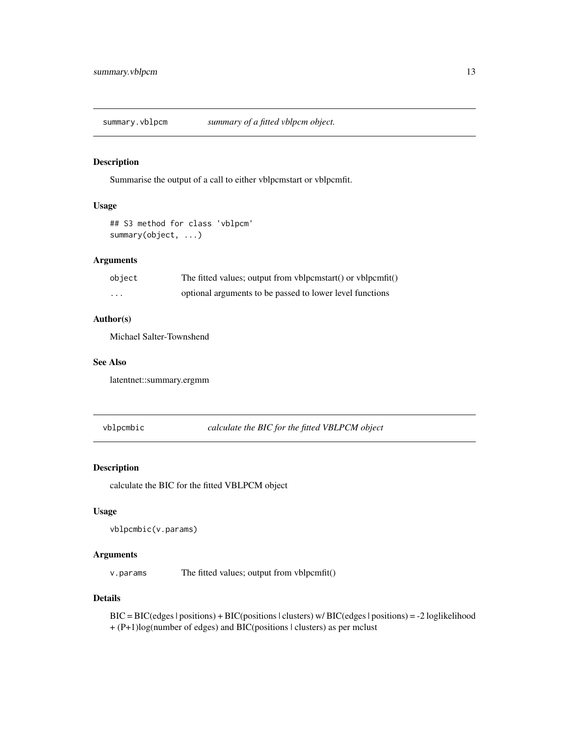## summary.vblpcm — *summary of a fitted vblpcm object.*

### Description

Summarise the output of a call to either vblpcmstart or vblpcmfit.

### Usage

```
## S3 method for class 'vblpcm'
summary(object, ...)
```

### Arguments

| | |
|---|---|
| `object` | The fitted values; output from vblpcmstart() or vblpcmfit() |
| `...` | optional arguments to be passed to lower level functions |

### Author(s)

Michael Salter-Townshend

### See Also

latentnet::summary.ergmm

## vblpcmbic — *calculate the BIC for the fitted VBLPCM object*

### Description

calculate the BIC for the fitted VBLPCM object

### Usage

```
vblpcmbic(v.params)
```

### Arguments

| | |
|---|---|
| `v.params` | The fitted values; output from vblpcmfit() |

### Details

BIC = BIC(edges | positions) + BIC(positions | clusters) w/ BIC(edges | positions) = -2 loglikelihood + (P+1)log(number of edges) and BIC(positions | clusters) as per mclust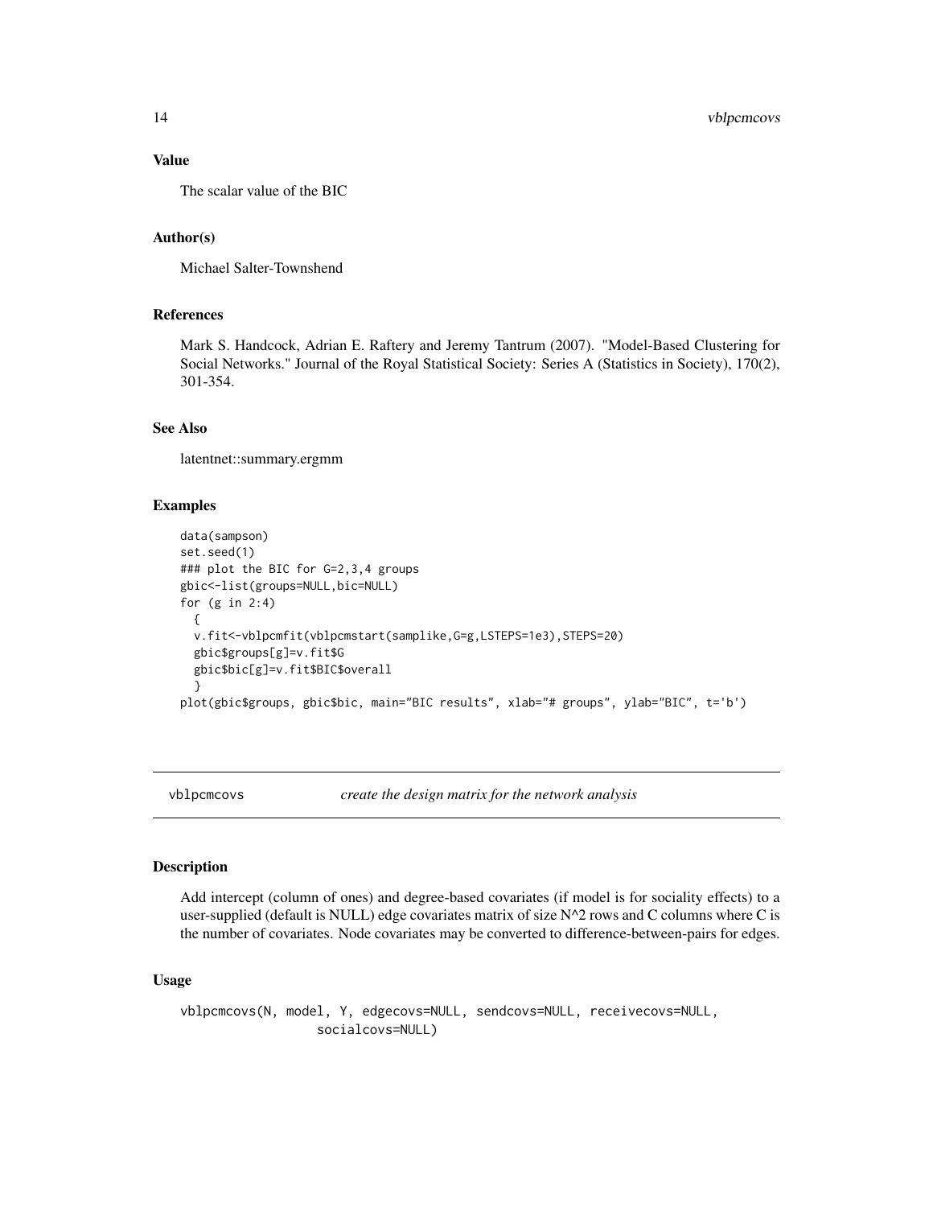### Value

The scalar value of the BIC

### Author(s)

Michael Salter-Townshend

### References

Mark S. Handcock, Adrian E. Raftery and Jeremy Tantrum (2007). "Model-Based Clustering for Social Networks." Journal of the Royal Statistical Society: Series A (Statistics in Society), 170(2), 301-354.

### See Also

latentnet::summary.ergmm

### Examples

```
data(sampson)
set.seed(1)
### plot the BIC for G=2,3,4 groups
gbic<-list(groups=NULL,bic=NULL)
for (g in 2:4)
  {
  v.fit<-vblpcmfit(vblpcmstart(samplike,G=g,LSTEPS=1e3),STEPS=20)
  gbic$groups[g]=v.fit$G
  gbic$bic[g]=v.fit$BIC$overall
  }
plot(gbic$groups, gbic$bic, main="BIC results", xlab="# groups", ylab="BIC", t='b')
```

---

## vblpcmcovs *create the design matrix for the network analysis*

### Description

Add intercept (column of ones) and degree-based covariates (if model is for sociality effects) to a user-supplied (default is NULL) edge covariates matrix of size N^2 rows and C columns where C is the number of covariates. Node covariates may be converted to difference-between-pairs for edges.

### Usage

```
vblpcmcovs(N, model, Y, edgecovs=NULL, sendcovs=NULL, receivecovs=NULL,
                 socialcovs=NULL)
```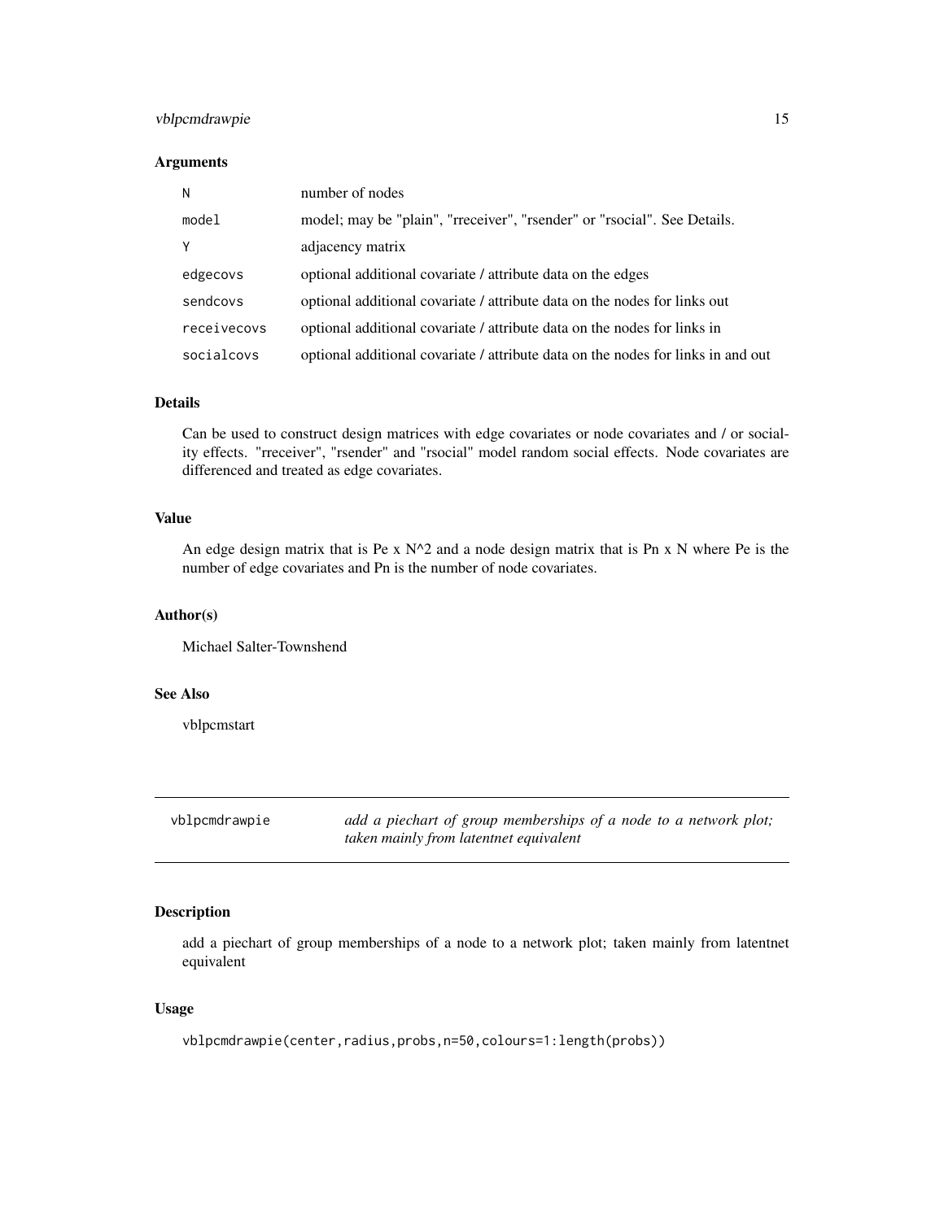### Arguments

| | |
|---|---|
| `N` | number of nodes |
| `model` | model; may be "plain", "rreceiver", "rsender" or "rsocial". See Details. |
| `Y` | adjacency matrix |
| `edgecovs` | optional additional covariate / attribute data on the edges |
| `sendcovs` | optional additional covariate / attribute data on the nodes for links out |
| `receivecovs` | optional additional covariate / attribute data on the nodes for links in |
| `socialcovs` | optional additional covariate / attribute data on the nodes for links in and out |

### Details

Can be used to construct design matrices with edge covariates or node covariates and / or sociality effects. "rreceiver", "rsender" and "rsocial" model random social effects. Node covariates are differenced and treated as edge covariates.

### Value

An edge design matrix that is Pe x N^2 and a node design matrix that is Pn x N where Pe is the number of edge covariates and Pn is the number of node covariates.

### Author(s)

Michael Salter-Townshend

### See Also

vblpcmstart

---

## vblpcmdrawpie — *add a piechart of group memberships of a node to a network plot; taken mainly from latentnet equivalent*

---

### Description

add a piechart of group memberships of a node to a network plot; taken mainly from latentnet equivalent

### Usage

```
vblpcmdrawpie(center,radius,probs,n=50,colours=1:length(probs))
```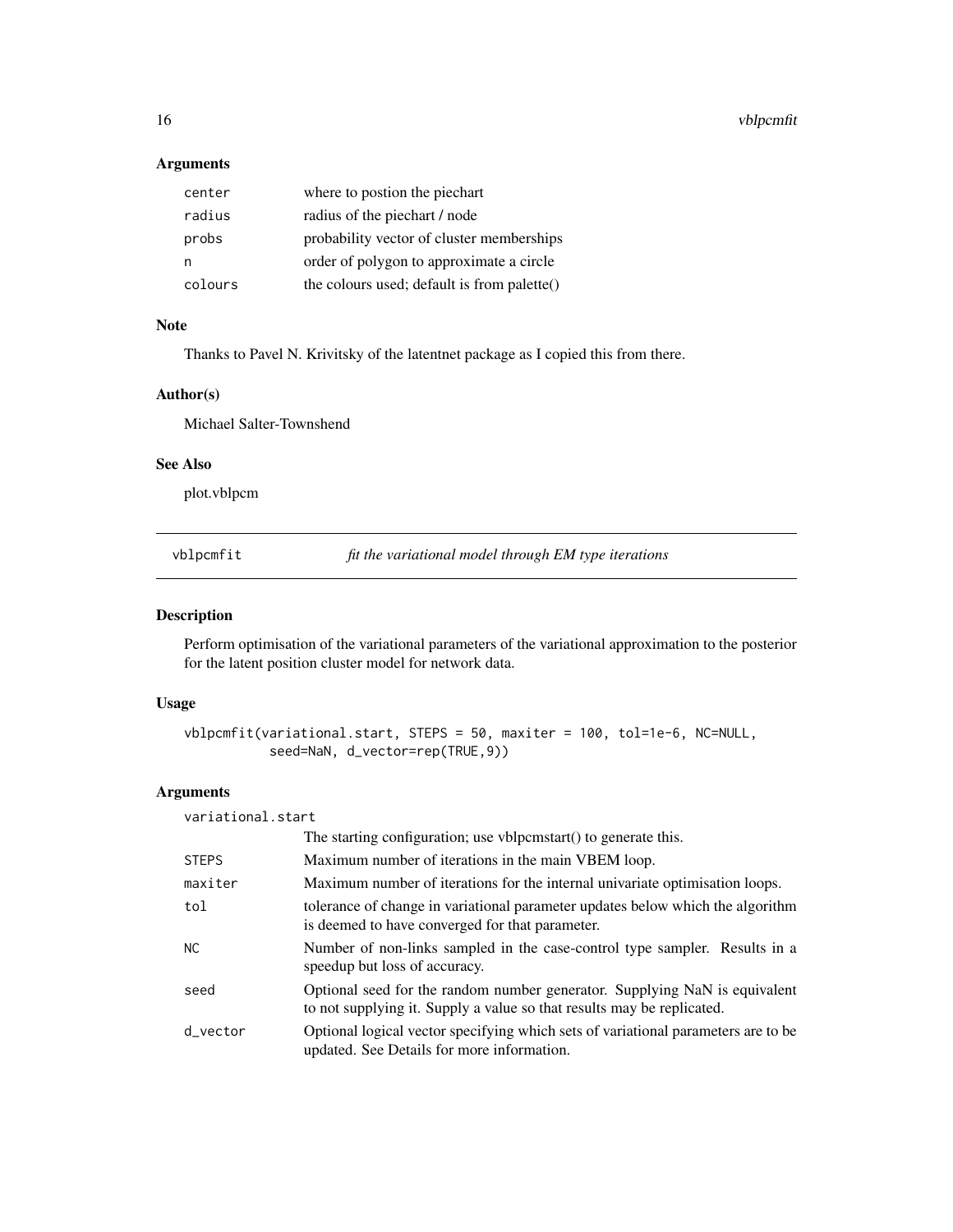### Arguments

| | |
|---|---|
| center | where to postion the piechart |
| radius | radius of the piechart / node |
| probs | probability vector of cluster memberships |
| n | order of polygon to approximate a circle |
| colours | the colours used; default is from palette() |

### Note

Thanks to Pavel N. Krivitsky of the latentnet package as I copied this from there.

### Author(s)

Michael Salter-Townshend

### See Also

plot.vblpcm

---

## vblpcmfit — *fit the variational model through EM type iterations*

### Description

Perform optimisation of the variational parameters of the variational approximation to the posterior for the latent position cluster model for network data.

### Usage

```
vblpcmfit(variational.start, STEPS = 50, maxiter = 100, tol=1e-6, NC=NULL,
          seed=NaN, d_vector=rep(TRUE,9))
```

### Arguments

| | |
|---|---|
| variational.start | The starting configuration; use vblpcmstart() to generate this. |
| STEPS | Maximum number of iterations in the main VBEM loop. |
| maxiter | Maximum number of iterations for the internal univariate optimisation loops. |
| tol | tolerance of change in variational parameter updates below which the algorithm is deemed to have converged for that parameter. |
| NC | Number of non-links sampled in the case-control type sampler. Results in a speedup but loss of accuracy. |
| seed | Optional seed for the random number generator. Supplying NaN is equivalent to not supplying it. Supply a value so that results may be replicated. |
| d_vector | Optional logical vector specifying which sets of variational parameters are to be updated. See Details for more information. |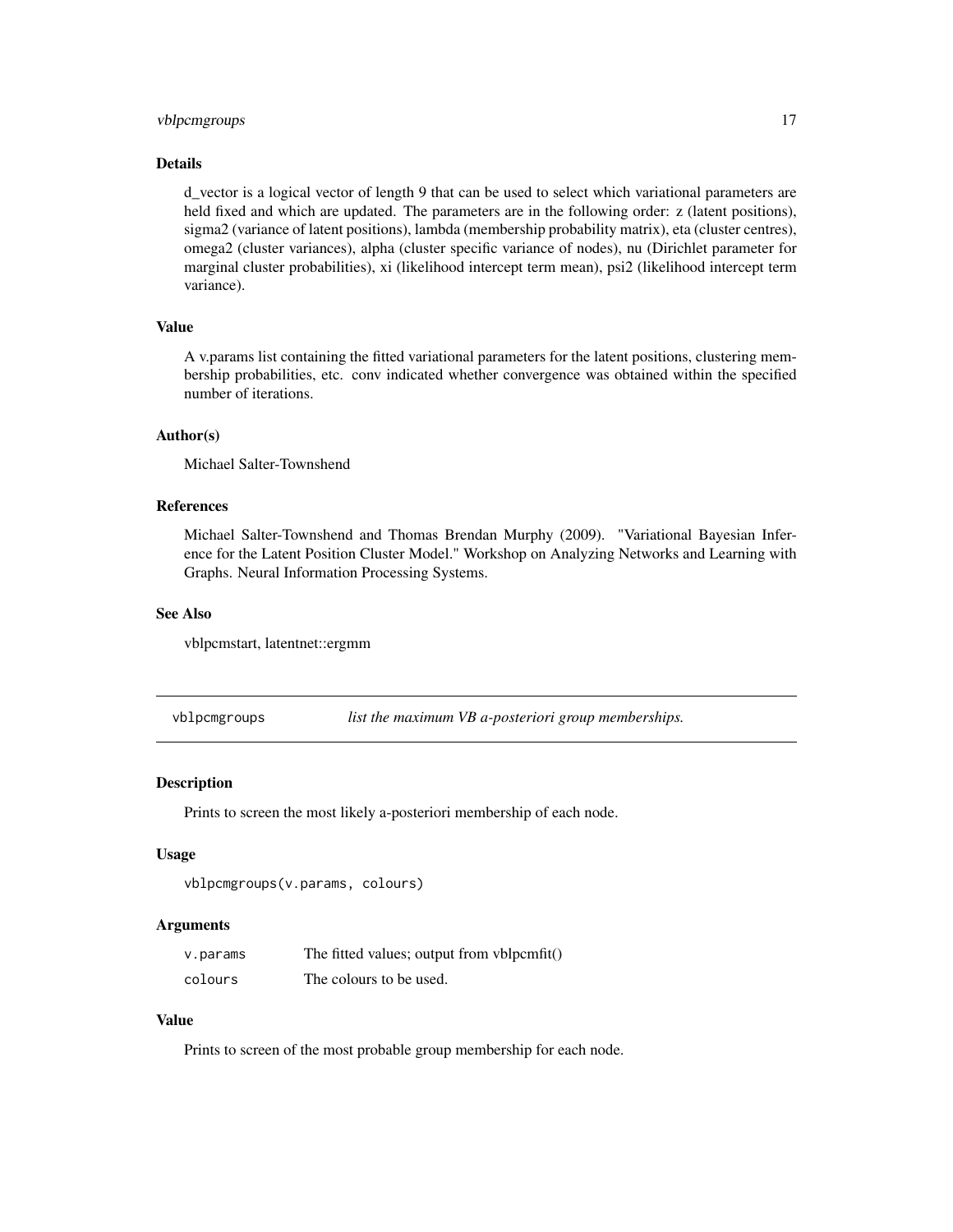### Details

d_vector is a logical vector of length 9 that can be used to select which variational parameters are held fixed and which are updated. The parameters are in the following order: z (latent positions), sigma2 (variance of latent positions), lambda (membership probability matrix), eta (cluster centres), omega2 (cluster variances), alpha (cluster specific variance of nodes), nu (Dirichlet parameter for marginal cluster probabilities), xi (likelihood intercept term mean), psi2 (likelihood intercept term variance).

### Value

A v.params list containing the fitted variational parameters for the latent positions, clustering membership probabilities, etc. conv indicated whether convergence was obtained within the specified number of iterations.

### Author(s)

Michael Salter-Townshend

### References

Michael Salter-Townshend and Thomas Brendan Murphy (2009). "Variational Bayesian Inference for the Latent Position Cluster Model." Workshop on Analyzing Networks and Learning with Graphs. Neural Information Processing Systems.

### See Also

vblpcmstart, latentnet::ergmm

---

## vblpcmgroups — *list the maximum VB a-posteriori group memberships.*

### Description

Prints to screen the most likely a-posteriori membership of each node.

### Usage

```
vblpcmgroups(v.params, colours)
```

### Arguments

| | |
|---|---|
| `v.params` | The fitted values; output from vblpcmfit() |
| `colours` | The colours to be used. |

### Value

Prints to screen of the most probable group membership for each node.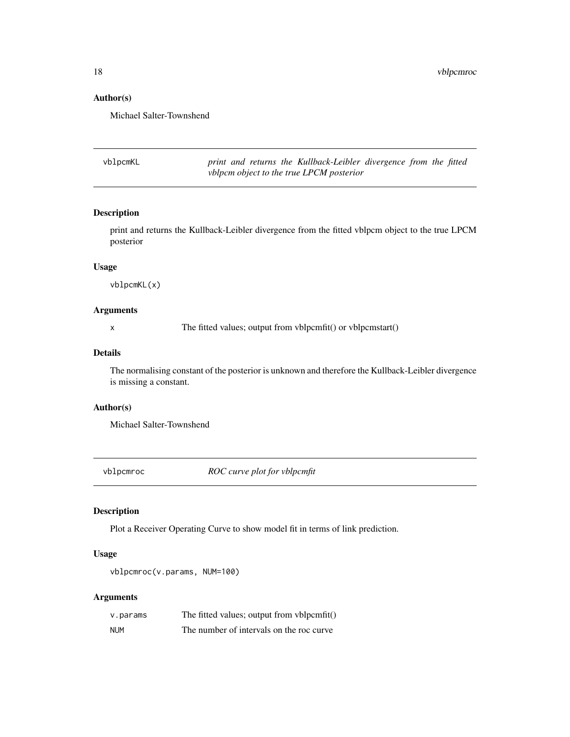### Author(s)

Michael Salter-Townshend

---

## vblpcmKL — *print and returns the Kullback-Leibler divergence from the fitted vblpcm object to the true LPCM posterior*

### Description

print and returns the Kullback-Leibler divergence from the fitted vblpcm object to the true LPCM posterior

### Usage

```
vblpcmKL(x)
```

### Arguments

| | |
|---|---|
| x | The fitted values; output from vblpcmfit() or vblpcmstart() |

### Details

The normalising constant of the posterior is unknown and therefore the Kullback-Leibler divergence is missing a constant.

### Author(s)

Michael Salter-Townshend

---

## vblpcmroc — *ROC curve plot for vblpcmfit*

### Description

Plot a Receiver Operating Curve to show model fit in terms of link prediction.

### Usage

```
vblpcmroc(v.params, NUM=100)
```

### Arguments

| | |
|---|---|
| v.params | The fitted values; output from vblpcmfit() |
| NUM | The number of intervals on the roc curve |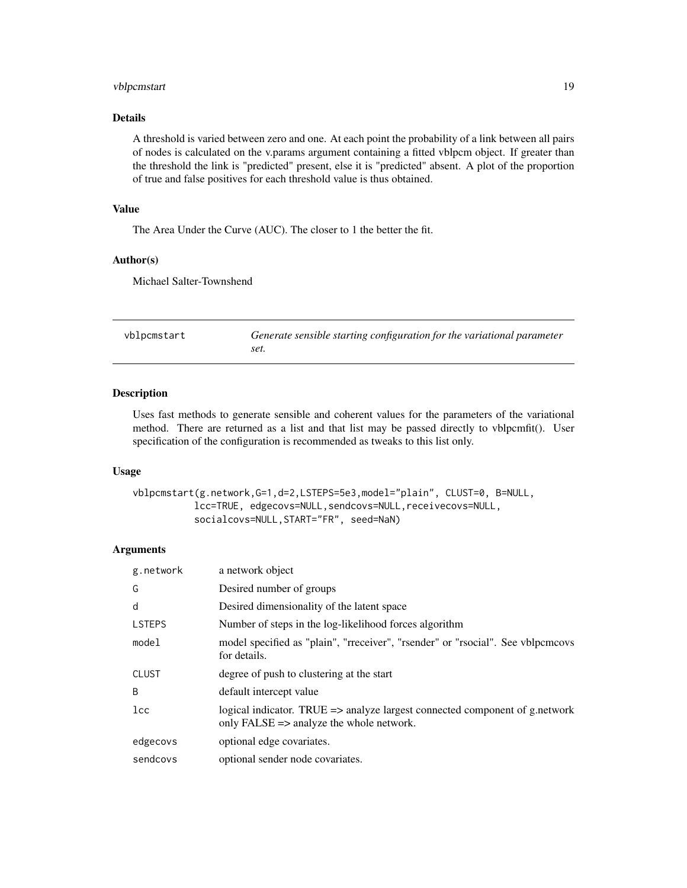### Details

A threshold is varied between zero and one. At each point the probability of a link between all pairs of nodes is calculated on the v.params argument containing a fitted vblpcm object. If greater than the threshold the link is "predicted" present, else it is "predicted" absent. A plot of the proportion of true and false positives for each threshold value is thus obtained.

### Value

The Area Under the Curve (AUC). The closer to 1 the better the fit.

### Author(s)

Michael Salter-Townshend

---

## vblpcmstart — *Generate sensible starting configuration for the variational parameter set.*

### Description

Uses fast methods to generate sensible and coherent values for the parameters of the variational method. There are returned as a list and that list may be passed directly to vblpcmfit(). User specification of the configuration is recommended as tweaks to this list only.

### Usage

```
vblpcmstart(g.network,G=1,d=2,LSTEPS=5e3,model="plain", CLUST=0, B=NULL,
          lcc=TRUE, edgecovs=NULL,sendcovs=NULL,receivecovs=NULL,
          socialcovs=NULL,START="FR", seed=NaN)
```

### Arguments

| | |
|---|---|
| g.network | a network object |
| G | Desired number of groups |
| d | Desired dimensionality of the latent space |
| LSTEPS | Number of steps in the log-likelihood forces algorithm |
| model | model specified as "plain", "rreceiver", "rsender" or "rsocial". See vblpcmcovs for details. |
| CLUST | degree of push to clustering at the start |
| B | default intercept value |
| lcc | logical indicator. TRUE => analyze largest connected component of g.network only FALSE => analyze the whole network. |
| edgecovs | optional edge covariates. |
| sendcovs | optional sender node covariates. |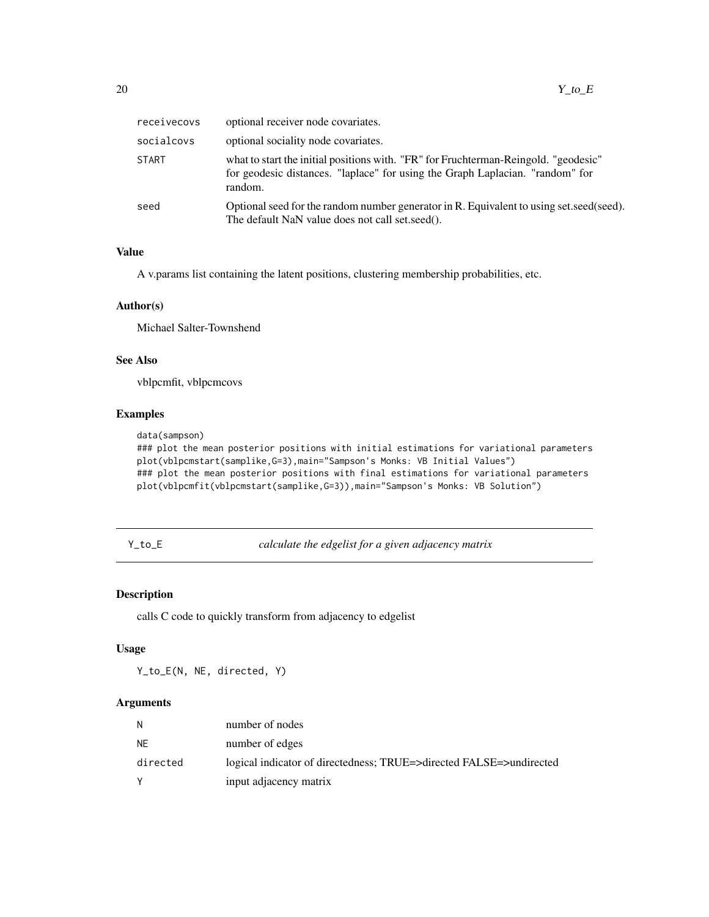| | |
|---|---|
| receivecovs | optional receiver node covariates. |
| socialcovs | optional sociality node covariates. |
| START | what to start the initial positions with. "FR" for Fruchterman-Reingold. "geodesic" for geodesic distances. "laplace" for using the Graph Laplacian. "random" for random. |
| seed | Optional seed for the random number generator in R. Equivalent to using set.seed(seed). The default NaN value does not call set.seed(). |

### Value

A v.params list containing the latent positions, clustering membership probabilities, etc.

### Author(s)

Michael Salter-Townshend

### See Also

vblpcmfit, vblpcmcovs

### Examples

```
data(sampson)
### plot the mean posterior positions with initial estimations for variational parameters
plot(vblpcmstart(samplike,G=3),main="Sampson's Monks: VB Initial Values")
### plot the mean posterior positions with final estimations for variational parameters
plot(vblpcmfit(vblpcmstart(samplike,G=3)),main="Sampson's Monks: VB Solution")
```

---

## Y_to_E *calculate the edgelist for a given adjacency matrix*

### Description

calls C code to quickly transform from adjacency to edgelist

### Usage

```
Y_to_E(N, NE, directed, Y)
```

### Arguments

| | |
|---|---|
| N | number of nodes |
| NE | number of edges |
| directed | logical indicator of directedness; TRUE=>directed FALSE=>undirected |
| Y | input adjacency matrix |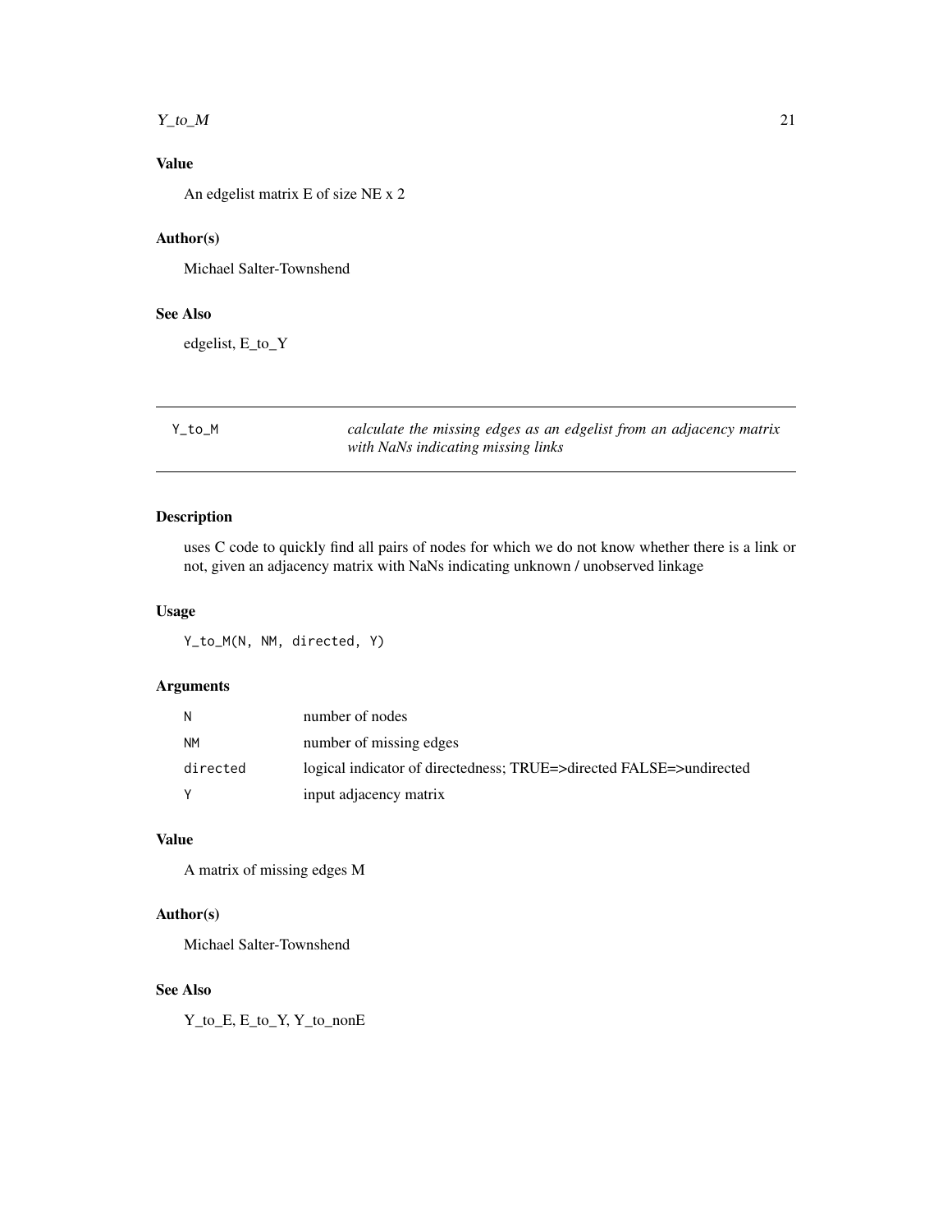### Value

An edgelist matrix E of size NE x 2

### Author(s)

Michael Salter-Townshend

### See Also

edgelist, E_to_Y

---

## Y_to_M — *calculate the missing edges as an edgelist from an adjacency matrix with NaNs indicating missing links*

---

### Description

uses C code to quickly find all pairs of nodes for which we do not know whether there is a link or not, given an adjacency matrix with NaNs indicating unknown / unobserved linkage

### Usage

```
Y_to_M(N, NM, directed, Y)
```

### Arguments

| | |
|---|---|
| `N` | number of nodes |
| `NM` | number of missing edges |
| `directed` | logical indicator of directedness; TRUE=>directed FALSE=>undirected |
| `Y` | input adjacency matrix |

### Value

A matrix of missing edges M

### Author(s)

Michael Salter-Townshend

### See Also

Y_to_E, E_to_Y, Y_to_nonE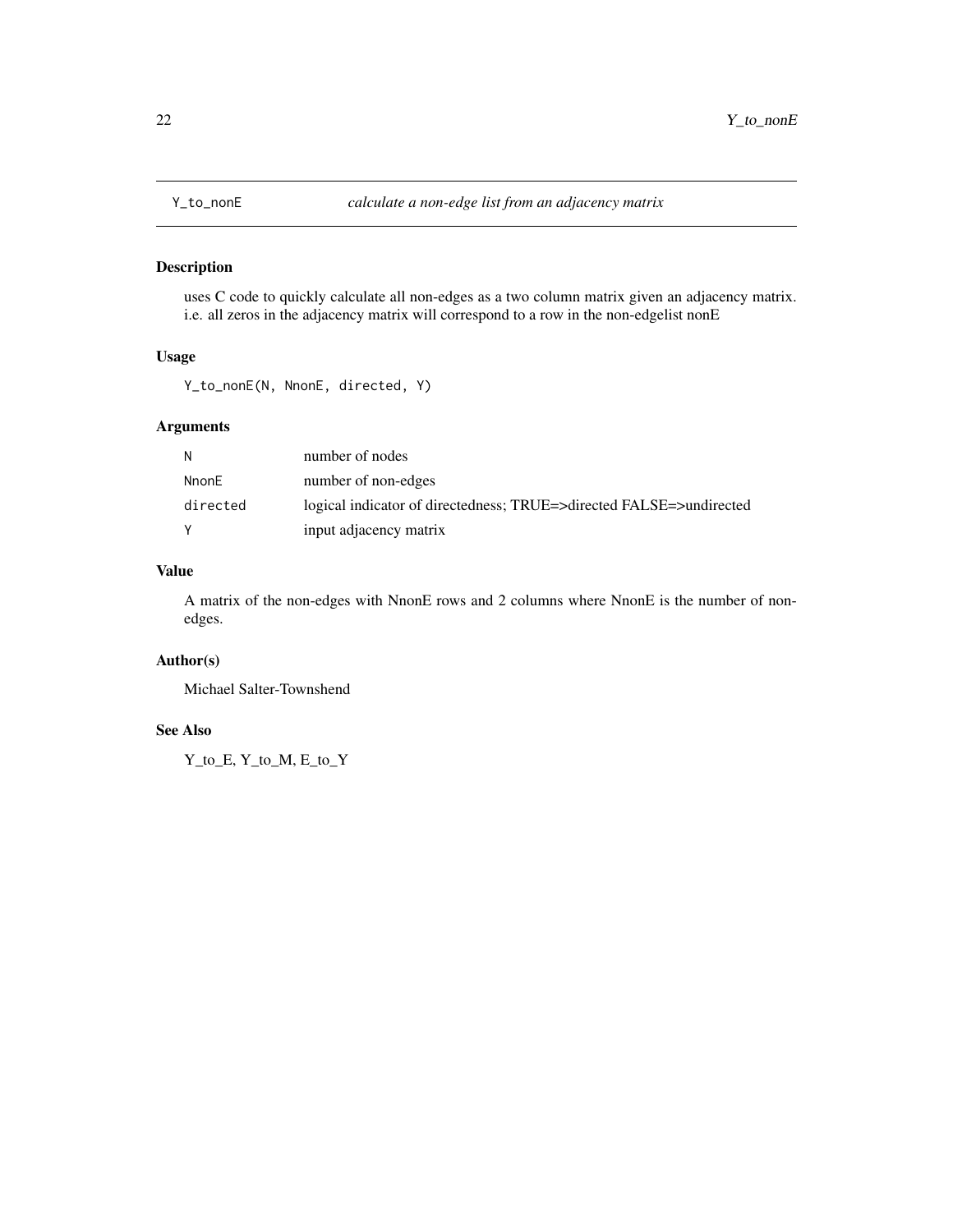## Y_to_nonE — *calculate a non-edge list from an adjacency matrix*

### Description

uses C code to quickly calculate all non-edges as a two column matrix given an adjacency matrix. i.e. all zeros in the adjacency matrix will correspond to a row in the non-edgelist nonE

### Usage

```
Y_to_nonE(N, NnonE, directed, Y)
```

### Arguments

| | |
|---|---|
| `N` | number of nodes |
| `NnonE` | number of non-edges |
| `directed` | logical indicator of directedness; TRUE=>directed FALSE=>undirected |
| `Y` | input adjacency matrix |

### Value

A matrix of the non-edges with NnonE rows and 2 columns where NnonE is the number of non-edges.

### Author(s)

Michael Salter-Townshend

### See Also

Y_to_E, Y_to_M, E_to_Y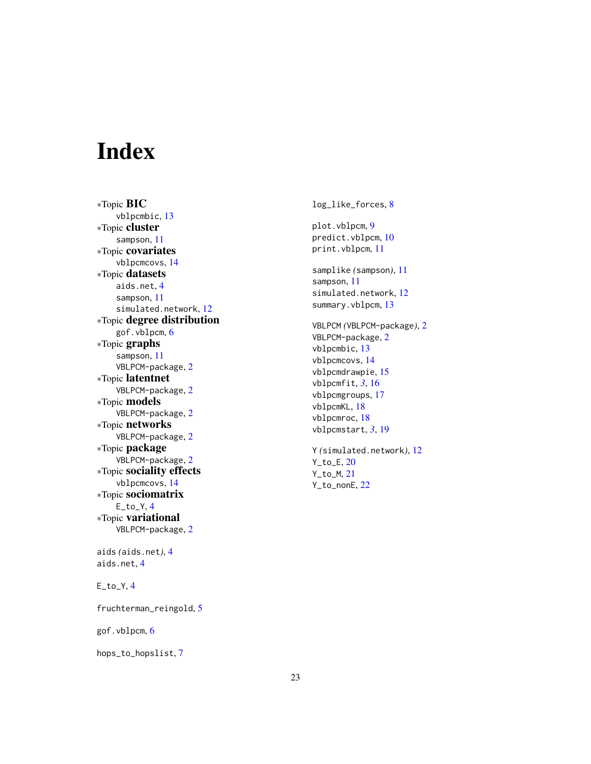# Index

*Topic **BIC**
  vblpcmbic, 13
*Topic **cluster**
  sampson, 11
*Topic **covariates**
  vblpcmcovs, 14
*Topic **datasets**
  aids.net, 4
  sampson, 11
  simulated.network, 12
*Topic **degree distribution**
  gof.vblpcm, 6
*Topic **graphs**
  sampson, 11
  VBLPCM-package, 2
*Topic **latentnet**
  VBLPCM-package, 2
*Topic **models**
  VBLPCM-package, 2
*Topic **networks**
  VBLPCM-package, 2
*Topic **package**
  VBLPCM-package, 2
*Topic **sociality effects**
  vblpcmcovs, 14
*Topic **sociomatrix**
  E_to_Y, 4
*Topic **variational**
  VBLPCM-package, 2

aids *(aids.net)*, 4
aids.net, 4

E_to_Y, 4

fruchterman_reingold, 5

gof.vblpcm, 6

hops_to_hopslist, 7

log_like_forces, 8

plot.vblpcm, 9
predict.vblpcm, 10
print.vblpcm, 11

samplike *(sampson)*, 11
sampson, 11
simulated.network, 12
summary.vblpcm, 13

VBLPCM *(VBLPCM-package)*, 2
VBLPCM-package, 2
vblpcmbic, 13
vblpcmcovs, 14
vblpcmdrawpie, 15
vblpcmfit, *3*, 16
vblpcmgroups, 17
vblpcmKL, 18
vblpcmroc, 18
vblpcmstart, *3*, 19

Y *(simulated.network)*, 12
Y_to_E, 20
Y_to_M, 21
Y_to_nonE, 22